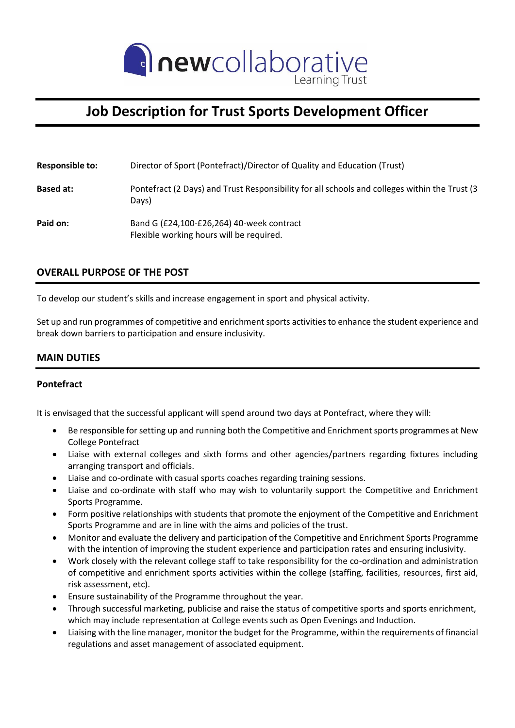newcollaborative Learning Trust

# Job Description for Trust Sports Development Officer

**Responsible to:** Director of Sport (Pontefract)/Director of Quality and Education (Trust)

**Based at:** Pontefract (2 Days) and Trust Responsibility for all schools and colleges within the Trust (3 Days)

**Paid on:** Band G (£24,100-£26,264) 40-week contract
Flexible working hours will be required.

## OVERALL PURPOSE OF THE POST

To develop our student's skills and increase engagement in sport and physical activity.

Set up and run programmes of competitive and enrichment sports activities to enhance the student experience and break down barriers to participation and ensure inclusivity.

## MAIN DUTIES

### Pontefract

It is envisaged that the successful applicant will spend around two days at Pontefract, where they will:

- Be responsible for setting up and running both the Competitive and Enrichment sports programmes at New College Pontefract
- Liaise with external colleges and sixth forms and other agencies/partners regarding fixtures including arranging transport and officials.
- Liaise and co-ordinate with casual sports coaches regarding training sessions.
- Liaise and co-ordinate with staff who may wish to voluntarily support the Competitive and Enrichment Sports Programme.
- Form positive relationships with students that promote the enjoyment of the Competitive and Enrichment Sports Programme and are in line with the aims and policies of the trust.
- Monitor and evaluate the delivery and participation of the Competitive and Enrichment Sports Programme with the intention of improving the student experience and participation rates and ensuring inclusivity.
- Work closely with the relevant college staff to take responsibility for the co-ordination and administration of competitive and enrichment sports activities within the college (staffing, facilities, resources, first aid, risk assessment, etc).
- Ensure sustainability of the Programme throughout the year.
- Through successful marketing, publicise and raise the status of competitive sports and sports enrichment, which may include representation at College events such as Open Evenings and Induction.
- Liaising with the line manager, monitor the budget for the Programme, within the requirements of financial regulations and asset management of associated equipment.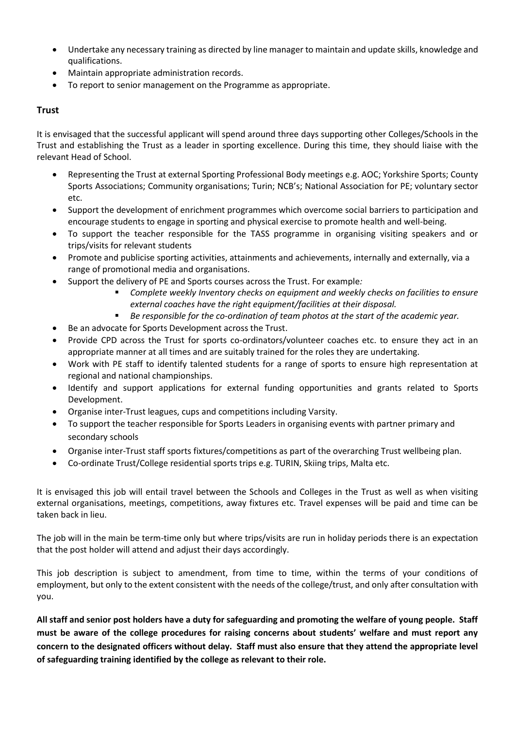- Undertake any necessary training as directed by line manager to maintain and update skills, knowledge and qualifications.
- Maintain appropriate administration records.
- To report to senior management on the Programme as appropriate.

**Trust**

It is envisaged that the successful applicant will spend around three days supporting other Colleges/Schools in the Trust and establishing the Trust as a leader in sporting excellence. During this time, they should liaise with the relevant Head of School.

- Representing the Trust at external Sporting Professional Body meetings e.g. AOC; Yorkshire Sports; County Sports Associations; Community organisations; Turin; NCB's; National Association for PE; voluntary sector etc.
- Support the development of enrichment programmes which overcome social barriers to participation and encourage students to engage in sporting and physical exercise to promote health and well-being.
- To support the teacher responsible for the TASS programme in organising visiting speakers and or trips/visits for relevant students
- Promote and publicise sporting activities, attainments and achievements, internally and externally, via a range of promotional media and organisations.
- Support the delivery of PE and Sports courses across the Trust. For example*:*
  - *Complete weekly Inventory checks on equipment and weekly checks on facilities to ensure external coaches have the right equipment/facilities at their disposal.*
  - *Be responsible for the co-ordination of team photos at the start of the academic year.*
- Be an advocate for Sports Development across the Trust.
- Provide CPD across the Trust for sports co-ordinators/volunteer coaches etc. to ensure they act in an appropriate manner at all times and are suitably trained for the roles they are undertaking.
- Work with PE staff to identify talented students for a range of sports to ensure high representation at regional and national championships.
- Identify and support applications for external funding opportunities and grants related to Sports Development.
- Organise inter-Trust leagues, cups and competitions including Varsity.
- To support the teacher responsible for Sports Leaders in organising events with partner primary and secondary schools
- Organise inter-Trust staff sports fixtures/competitions as part of the overarching Trust wellbeing plan.
- Co-ordinate Trust/College residential sports trips e.g. TURIN, Skiing trips, Malta etc.

It is envisaged this job will entail travel between the Schools and Colleges in the Trust as well as when visiting external organisations, meetings, competitions, away fixtures etc. Travel expenses will be paid and time can be taken back in lieu.

The job will in the main be term-time only but where trips/visits are run in holiday periods there is an expectation that the post holder will attend and adjust their days accordingly.

This job description is subject to amendment, from time to time, within the terms of your conditions of employment, but only to the extent consistent with the needs of the college/trust, and only after consultation with you.

**All staff and senior post holders have a duty for safeguarding and promoting the welfare of young people. Staff must be aware of the college procedures for raising concerns about students' welfare and must report any concern to the designated officers without delay. Staff must also ensure that they attend the appropriate level of safeguarding training identified by the college as relevant to their role.**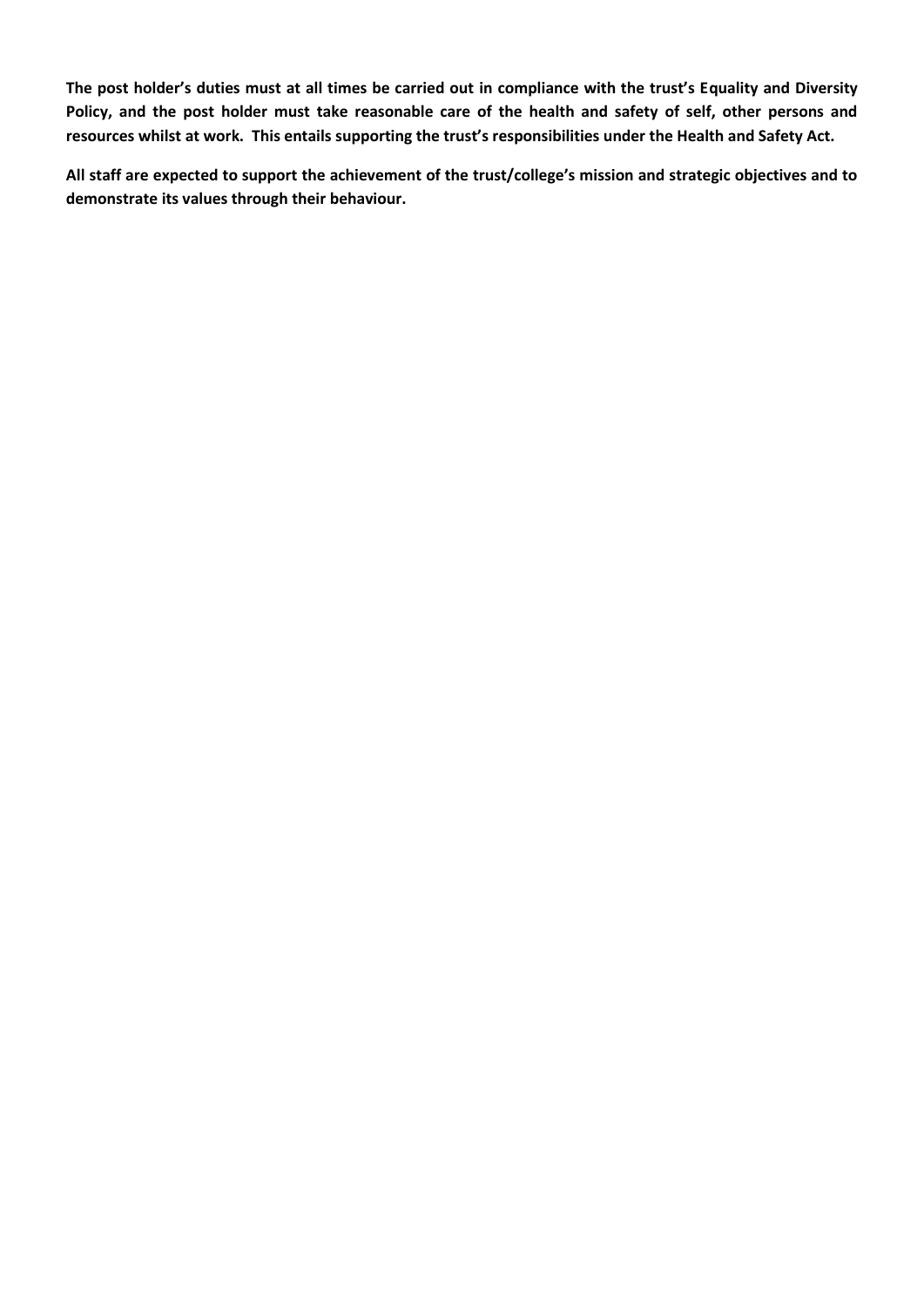**The post holder's duties must at all times be carried out in compliance with the trust's Equality and Diversity Policy, and the post holder must take reasonable care of the health and safety of self, other persons and resources whilst at work. This entails supporting the trust's responsibilities under the Health and Safety Act.**

**All staff are expected to support the achievement of the trust/college's mission and strategic objectives and to demonstrate its values through their behaviour.**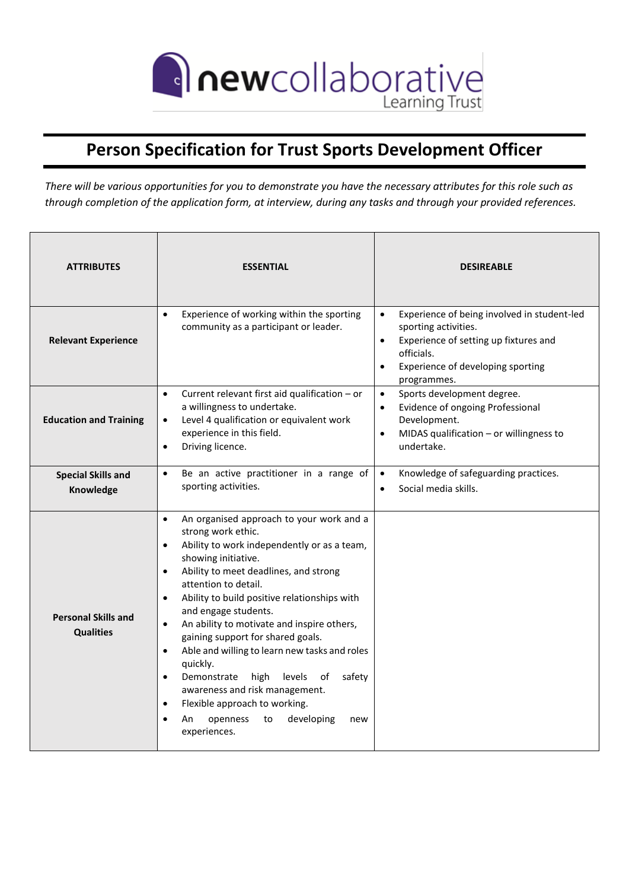# Person Specification for Trust Sports Development Officer

*There will be various opportunities for you to demonstrate you have the necessary attributes for this role such as through completion of the application form, at interview, during any tasks and through your provided references.*

| ATTRIBUTES | ESSENTIAL | DESIREABLE |
|---|---|---|
| **Relevant Experience** | • Experience of working within the sporting community as a participant or leader. | • Experience of being involved in student-led sporting activities.<br>• Experience of setting up fixtures and officials.<br>• Experience of developing sporting programmes. |
| **Education and Training** | • Current relevant first aid qualification – or a willingness to undertake.<br>• Level 4 qualification or equivalent work experience in this field.<br>• Driving licence. | • Sports development degree.<br>• Evidence of ongoing Professional Development.<br>• MIDAS qualification – or willingness to undertake. |
| **Special Skills and Knowledge** | • Be an active practitioner in a range of sporting activities. | • Knowledge of safeguarding practices.<br>• Social media skills. |
| **Personal Skills and Qualities** | • An organised approach to your work and a strong work ethic.<br>• Ability to work independently or as a team, showing initiative.<br>• Ability to meet deadlines, and strong attention to detail.<br>• Ability to build positive relationships with and engage students.<br>• An ability to motivate and inspire others, gaining support for shared goals.<br>• Able and willing to learn new tasks and roles quickly.<br>• Demonstrate high levels of safety awareness and risk management.<br>• Flexible approach to working.<br>• An openness to developing new experiences. | |